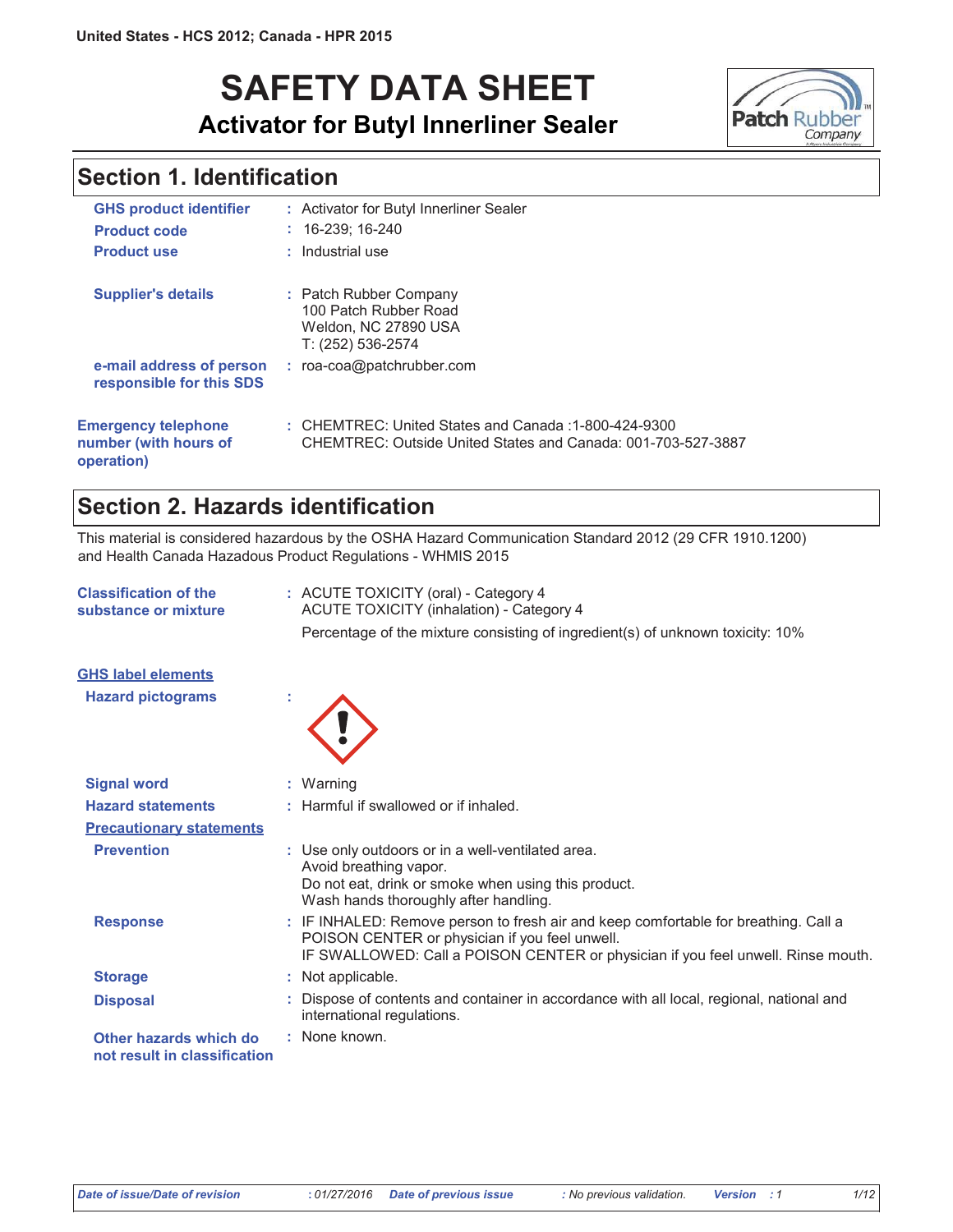United States - HCS 2012; Canada - HPR 2015

# SAFETY DATA SHEET

## Activator for Butyl Innerliner Sealer

## Section 1. Identification

| | | |
|---|---|---|
| **GHS product identifier** | : | Activator for Butyl Innerliner Sealer |
| **Product code** | : | 16-239; 16-240 |
| **Product use** | : | Industrial use |
| **Supplier's details** | : | Patch Rubber Company<br>100 Patch Rubber Road<br>Weldon, NC 27890 USA<br>T: (252) 536-2574 |
| **e-mail address of person responsible for this SDS** | : | roa-coa@patchrubber.com |
| **Emergency telephone number (with hours of operation)** | : | CHEMTREC: United States and Canada :1-800-424-9300<br>CHEMTREC: Outside United States and Canada: 001-703-527-3887 |

## Section 2. Hazards identification

This material is considered hazardous by the OSHA Hazard Communication Standard 2012 (29 CFR 1910.1200) and Health Canada Hazadous Product Regulations - WHMIS 2015

**Classification of the substance or mixture** : ACUTE TOXICITY (oral) - Category 4
ACUTE TOXICITY (inhalation) - Category 4

Percentage of the mixture consisting of ingredient(s) of unknown toxicity: 10%

**GHS label elements**

**Hazard pictograms** :

| | | |
|---|---|---|
| **Signal word** | : | Warning |
| **Hazard statements** | : | Harmful if swallowed or if inhaled. |

**Precautionary statements**

| | | |
|---|---|---|
| **Prevention** | : | Use only outdoors or in a well-ventilated area.<br>Avoid breathing vapor.<br>Do not eat, drink or smoke when using this product.<br>Wash hands thoroughly after handling. |
| **Response** | : | IF INHALED: Remove person to fresh air and keep comfortable for breathing. Call a POISON CENTER or physician if you feel unwell.<br>IF SWALLOWED: Call a POISON CENTER or physician if you feel unwell. Rinse mouth. |
| **Storage** | : | Not applicable. |
| **Disposal** | : | Dispose of contents and container in accordance with all local, regional, national and international regulations. |
| **Other hazards which do not result in classification** | : | None known. |

*Date of issue/Date of revision* : 01/27/2016 *Date of previous issue* : No previous validation. *Version* : 1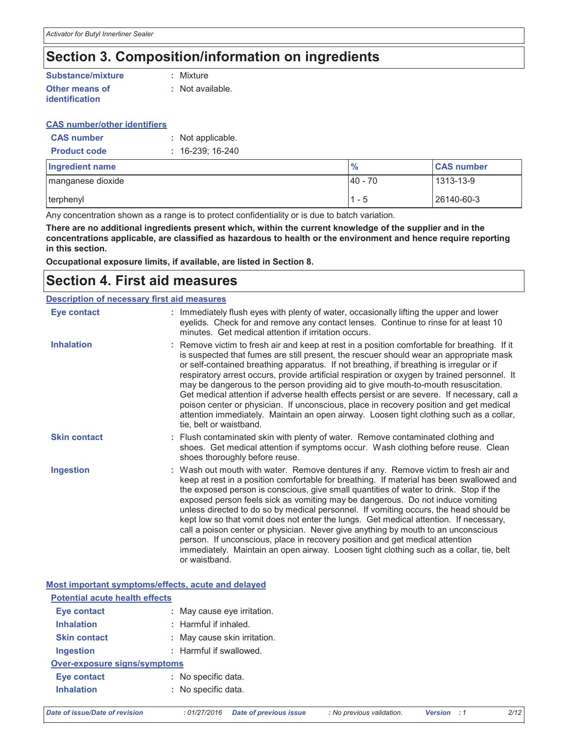## Section 3. Composition/information on ingredients

**Substance/mixture** : Mixture

**Other means of identification** : Not available.

**CAS number/other identifiers**

**CAS number** : Not applicable.

**Product code** : 16-239; 16-240

| Ingredient name | % | CAS number |
|---|---|---|
| manganese dioxide | 40 - 70 | 1313-13-9 |
| terphenyl | 1 - 5 | 26140-60-3 |

Any concentration shown as a range is to protect confidentiality or is due to batch variation.

**There are no additional ingredients present which, within the current knowledge of the supplier and in the concentrations applicable, are classified as hazardous to health or the environment and hence require reporting in this section.**

**Occupational exposure limits, if available, are listed in Section 8.**

## Section 4. First aid measures

**Description of necessary first aid measures**

**Eye contact** : Immediately flush eyes with plenty of water, occasionally lifting the upper and lower eyelids. Check for and remove any contact lenses. Continue to rinse for at least 10 minutes. Get medical attention if irritation occurs.

**Inhalation** : Remove victim to fresh air and keep at rest in a position comfortable for breathing. If it is suspected that fumes are still present, the rescuer should wear an appropriate mask or self-contained breathing apparatus. If not breathing, if breathing is irregular or if respiratory arrest occurs, provide artificial respiration or oxygen by trained personnel. It may be dangerous to the person providing aid to give mouth-to-mouth resuscitation. Get medical attention if adverse health effects persist or are severe. If necessary, call a poison center or physician. If unconscious, place in recovery position and get medical attention immediately. Maintain an open airway. Loosen tight clothing such as a collar, tie, belt or waistband.

**Skin contact** : Flush contaminated skin with plenty of water. Remove contaminated clothing and shoes. Get medical attention if symptoms occur. Wash clothing before reuse. Clean shoes thoroughly before reuse.

**Ingestion** : Wash out mouth with water. Remove dentures if any. Remove victim to fresh air and keep at rest in a position comfortable for breathing. If material has been swallowed and the exposed person is conscious, give small quantities of water to drink. Stop if the exposed person feels sick as vomiting may be dangerous. Do not induce vomiting unless directed to do so by medical personnel. If vomiting occurs, the head should be kept low so that vomit does not enter the lungs. Get medical attention. If necessary, call a poison center or physician. Never give anything by mouth to an unconscious person. If unconscious, place in recovery position and get medical attention immediately. Maintain an open airway. Loosen tight clothing such as a collar, tie, belt or waistband.

**Most important symptoms/effects, acute and delayed**

**Potential acute health effects**

**Eye contact** : May cause eye irritation.

**Inhalation** : Harmful if inhaled.

**Skin contact** : May cause skin irritation.

**Ingestion** : Harmful if swallowed.

**Over-exposure signs/symptoms**

**Eye contact** : No specific data.

**Inhalation** : No specific data.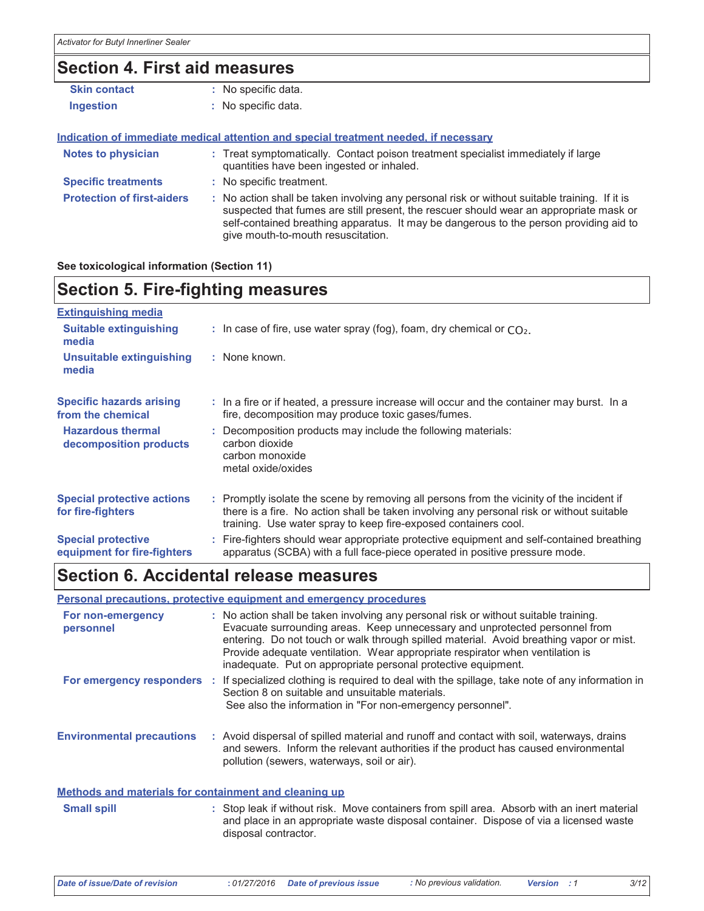## Section 4. First aid measures

**Skin contact** : No specific data.

**Ingestion** : No specific data.

### Indication of immediate medical attention and special treatment needed, if necessary

**Notes to physician** : Treat symptomatically. Contact poison treatment specialist immediately if large quantities have been ingested or inhaled.

**Specific treatments** : No specific treatment.

**Protection of first-aiders** : No action shall be taken involving any personal risk or without suitable training. If it is suspected that fumes are still present, the rescuer should wear an appropriate mask or self-contained breathing apparatus. It may be dangerous to the person providing aid to give mouth-to-mouth resuscitation.

**See toxicological information (Section 11)**

## Section 5. Fire-fighting measures

### Extinguishing media

**Suitable extinguishing media** : In case of fire, use water spray (fog), foam, dry chemical or $CO_2$.

**Unsuitable extinguishing media** : None known.

**Specific hazards arising from the chemical** : In a fire or if heated, a pressure increase will occur and the container may burst. In a fire, decomposition may produce toxic gases/fumes.

**Hazardous thermal decomposition products** : Decomposition products may include the following materials:
carbon dioxide
carbon monoxide
metal oxide/oxides

**Special protective actions for fire-fighters** : Promptly isolate the scene by removing all persons from the vicinity of the incident if there is a fire. No action shall be taken involving any personal risk or without suitable training. Use water spray to keep fire-exposed containers cool.

**Special protective equipment for fire-fighters** : Fire-fighters should wear appropriate protective equipment and self-contained breathing apparatus (SCBA) with a full face-piece operated in positive pressure mode.

## Section 6. Accidental release measures

### Personal precautions, protective equipment and emergency procedures

**For non-emergency personnel** : No action shall be taken involving any personal risk or without suitable training. Evacuate surrounding areas. Keep unnecessary and unprotected personnel from entering. Do not touch or walk through spilled material. Avoid breathing vapor or mist. Provide adequate ventilation. Wear appropriate respirator when ventilation is inadequate. Put on appropriate personal protective equipment.

**For emergency responders** : If specialized clothing is required to deal with the spillage, take note of any information in Section 8 on suitable and unsuitable materials.
See also the information in "For non-emergency personnel".

**Environmental precautions** : Avoid dispersal of spilled material and runoff and contact with soil, waterways, drains and sewers. Inform the relevant authorities if the product has caused environmental pollution (sewers, waterways, soil or air).

### Methods and materials for containment and cleaning up

**Small spill** : Stop leak if without risk. Move containers from spill area. Absorb with an inert material and place in an appropriate waste disposal container. Dispose of via a licensed waste disposal contractor.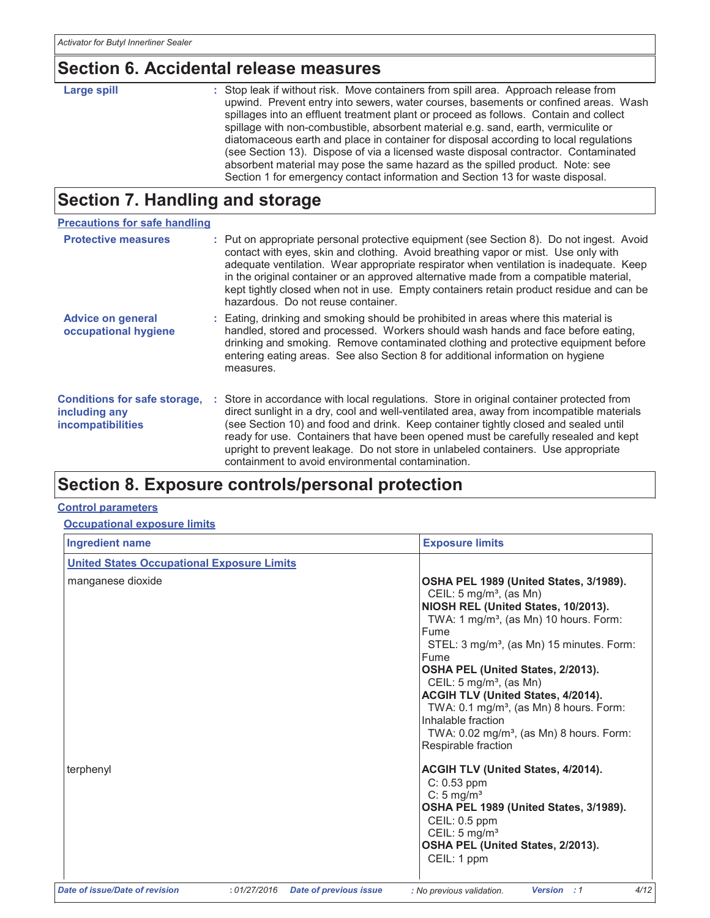## Section 6. Accidental release measures

**Large spill** : Stop leak if without risk. Move containers from spill area. Approach release from upwind. Prevent entry into sewers, water courses, basements or confined areas. Wash spillages into an effluent treatment plant or proceed as follows. Contain and collect spillage with non-combustible, absorbent material e.g. sand, earth, vermiculite or diatomaceous earth and place in container for disposal according to local regulations (see Section 13). Dispose of via a licensed waste disposal contractor. Contaminated absorbent material may pose the same hazard as the spilled product. Note: see Section 1 for emergency contact information and Section 13 for waste disposal.

## Section 7. Handling and storage

**Precautions for safe handling**

**Protective measures** : Put on appropriate personal protective equipment (see Section 8). Do not ingest. Avoid contact with eyes, skin and clothing. Avoid breathing vapor or mist. Use only with adequate ventilation. Wear appropriate respirator when ventilation is inadequate. Keep in the original container or an approved alternative made from a compatible material, kept tightly closed when not in use. Empty containers retain product residue and can be hazardous. Do not reuse container.

**Advice on general occupational hygiene** : Eating, drinking and smoking should be prohibited in areas where this material is handled, stored and processed. Workers should wash hands and face before eating, drinking and smoking. Remove contaminated clothing and protective equipment before entering eating areas. See also Section 8 for additional information on hygiene measures.

**Conditions for safe storage, including any incompatibilities** : Store in accordance with local regulations. Store in original container protected from direct sunlight in a dry, cool and well-ventilated area, away from incompatible materials (see Section 10) and food and drink. Keep container tightly closed and sealed until ready for use. Containers that have been opened must be carefully resealed and kept upright to prevent leakage. Do not store in unlabeled containers. Use appropriate containment to avoid environmental contamination.

## Section 8. Exposure controls/personal protection

**Control parameters**

**Occupational exposure limits**

| Ingredient name | Exposure limits |
|---|---|
| **United States Occupational Exposure Limits** | |
| manganese dioxide | **OSHA PEL 1989 (United States, 3/1989).**<br>CEIL: 5 mg/m³, (as Mn)<br>**NIOSH REL (United States, 10/2013).**<br>TWA: 1 mg/m³, (as Mn) 10 hours. Form: Fume<br>STEL: 3 mg/m³, (as Mn) 15 minutes. Form: Fume<br>**OSHA PEL (United States, 2/2013).**<br>CEIL: 5 mg/m³, (as Mn)<br>**ACGIH TLV (United States, 4/2014).**<br>TWA: 0.1 mg/m³, (as Mn) 8 hours. Form: Inhalable fraction<br>TWA: 0.02 mg/m³, (as Mn) 8 hours. Form: Respirable fraction |
| terphenyl | **ACGIH TLV (United States, 4/2014).**<br>C: 0.53 ppm<br>C: 5 mg/m³<br>**OSHA PEL 1989 (United States, 3/1989).**<br>CEIL: 0.5 ppm<br>CEIL: 5 mg/m³<br>**OSHA PEL (United States, 2/2013).**<br>CEIL: 1 ppm |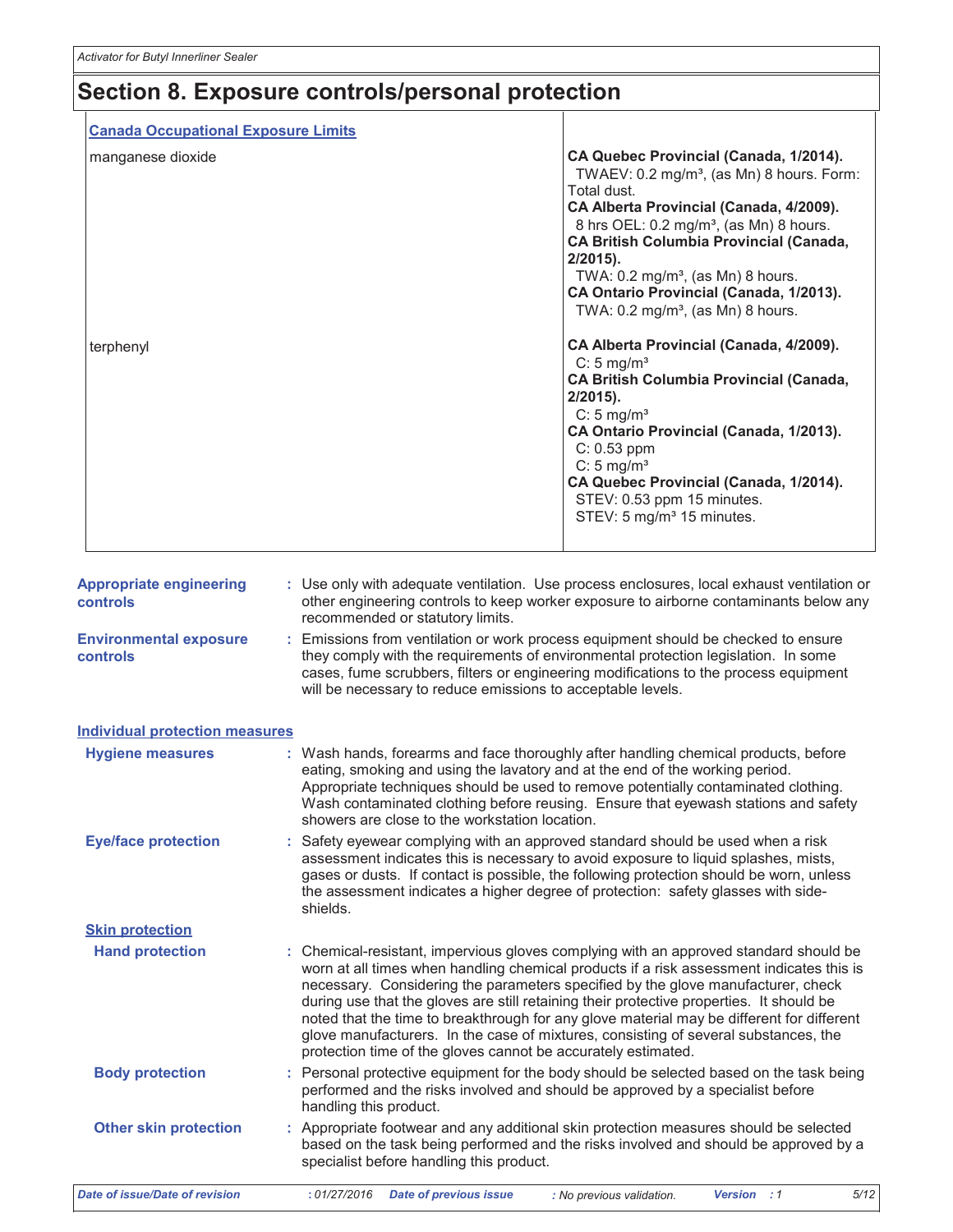## Section 8. Exposure controls/personal protection

| Canada Occupational Exposure Limits | |
|---|---|
| manganese dioxide | **CA Quebec Provincial (Canada, 1/2014).**<br>TWAEV: 0.2 mg/m³, (as Mn) 8 hours. Form: Total dust.<br>**CA Alberta Provincial (Canada, 4/2009).**<br>8 hrs OEL: 0.2 mg/m³, (as Mn) 8 hours.<br>**CA British Columbia Provincial (Canada, 2/2015).**<br>TWA: 0.2 mg/m³, (as Mn) 8 hours.<br>**CA Ontario Provincial (Canada, 1/2013).**<br>TWA: 0.2 mg/m³, (as Mn) 8 hours. |
| terphenyl | **CA Alberta Provincial (Canada, 4/2009).**<br>C: 5 mg/m³<br>**CA British Columbia Provincial (Canada, 2/2015).**<br>C: 5 mg/m³<br>**CA Ontario Provincial (Canada, 1/2013).**<br>C: 0.53 ppm<br>C: 5 mg/m³<br>**CA Quebec Provincial (Canada, 1/2014).**<br>STEV: 0.53 ppm 15 minutes.<br>STEV: 5 mg/m³ 15 minutes. |

**Appropriate engineering controls** : Use only with adequate ventilation. Use process enclosures, local exhaust ventilation or other engineering controls to keep worker exposure to airborne contaminants below any recommended or statutory limits.

**Environmental exposure controls** : Emissions from ventilation or work process equipment should be checked to ensure they comply with the requirements of environmental protection legislation. In some cases, fume scrubbers, filters or engineering modifications to the process equipment will be necessary to reduce emissions to acceptable levels.

### Individual protection measures

**Hygiene measures** : Wash hands, forearms and face thoroughly after handling chemical products, before eating, smoking and using the lavatory and at the end of the working period. Appropriate techniques should be used to remove potentially contaminated clothing. Wash contaminated clothing before reusing. Ensure that eyewash stations and safety showers are close to the workstation location.

**Eye/face protection** : Safety eyewear complying with an approved standard should be used when a risk assessment indicates this is necessary to avoid exposure to liquid splashes, mists, gases or dusts. If contact is possible, the following protection should be worn, unless the assessment indicates a higher degree of protection: safety glasses with side-shields.

**Skin protection**

**Hand protection** : Chemical-resistant, impervious gloves complying with an approved standard should be worn at all times when handling chemical products if a risk assessment indicates this is necessary. Considering the parameters specified by the glove manufacturer, check during use that the gloves are still retaining their protective properties. It should be noted that the time to breakthrough for any glove material may be different for different glove manufacturers. In the case of mixtures, consisting of several substances, the protection time of the gloves cannot be accurately estimated.

**Body protection** : Personal protective equipment for the body should be selected based on the task being performed and the risks involved and should be approved by a specialist before handling this product.

**Other skin protection** : Appropriate footwear and any additional skin protection measures should be selected based on the task being performed and the risks involved and should be approved by a specialist before handling this product.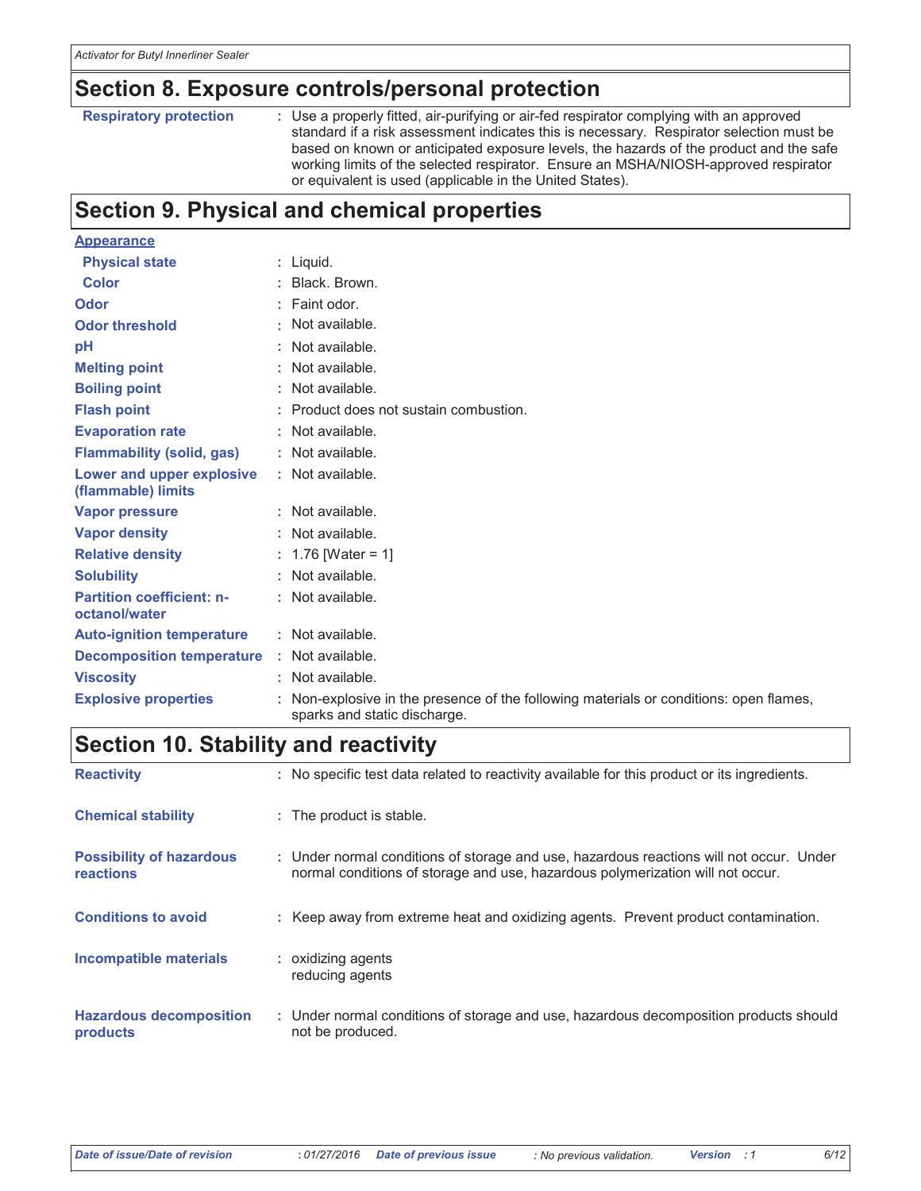## Section 8. Exposure controls/personal protection

| | |
|---|---|
| **Respiratory protection** | : Use a properly fitted, air-purifying or air-fed respirator complying with an approved standard if a risk assessment indicates this is necessary. Respirator selection must be based on known or anticipated exposure levels, the hazards of the product and the safe working limits of the selected respirator. Ensure an MSHA/NIOSH-approved respirator or equivalent is used (applicable in the United States). |

## Section 9. Physical and chemical properties

**Appearance**

| | |
|---|---|
| **Physical state** | : Liquid. |
| **Color** | : Black. Brown. |
| **Odor** | : Faint odor. |
| **Odor threshold** | : Not available. |
| **pH** | : Not available. |
| **Melting point** | : Not available. |
| **Boiling point** | : Not available. |
| **Flash point** | : Product does not sustain combustion. |
| **Evaporation rate** | : Not available. |
| **Flammability (solid, gas)** | : Not available. |
| **Lower and upper explosive (flammable) limits** | : Not available. |
| **Vapor pressure** | : Not available. |
| **Vapor density** | : Not available. |
| **Relative density** | : 1.76 [Water = 1] |
| **Solubility** | : Not available. |
| **Partition coefficient: n-octanol/water** | : Not available. |
| **Auto-ignition temperature** | : Not available. |
| **Decomposition temperature** | : Not available. |
| **Viscosity** | : Not available. |
| **Explosive properties** | : Non-explosive in the presence of the following materials or conditions: open flames, sparks and static discharge. |

## Section 10. Stability and reactivity

| | |
|---|---|
| **Reactivity** | : No specific test data related to reactivity available for this product or its ingredients. |
| **Chemical stability** | : The product is stable. |
| **Possibility of hazardous reactions** | : Under normal conditions of storage and use, hazardous reactions will not occur. Under normal conditions of storage and use, hazardous polymerization will not occur. |
| **Conditions to avoid** | : Keep away from extreme heat and oxidizing agents. Prevent product contamination. |
| **Incompatible materials** | : oxidizing agents<br>reducing agents |
| **Hazardous decomposition products** | : Under normal conditions of storage and use, hazardous decomposition products should not be produced. |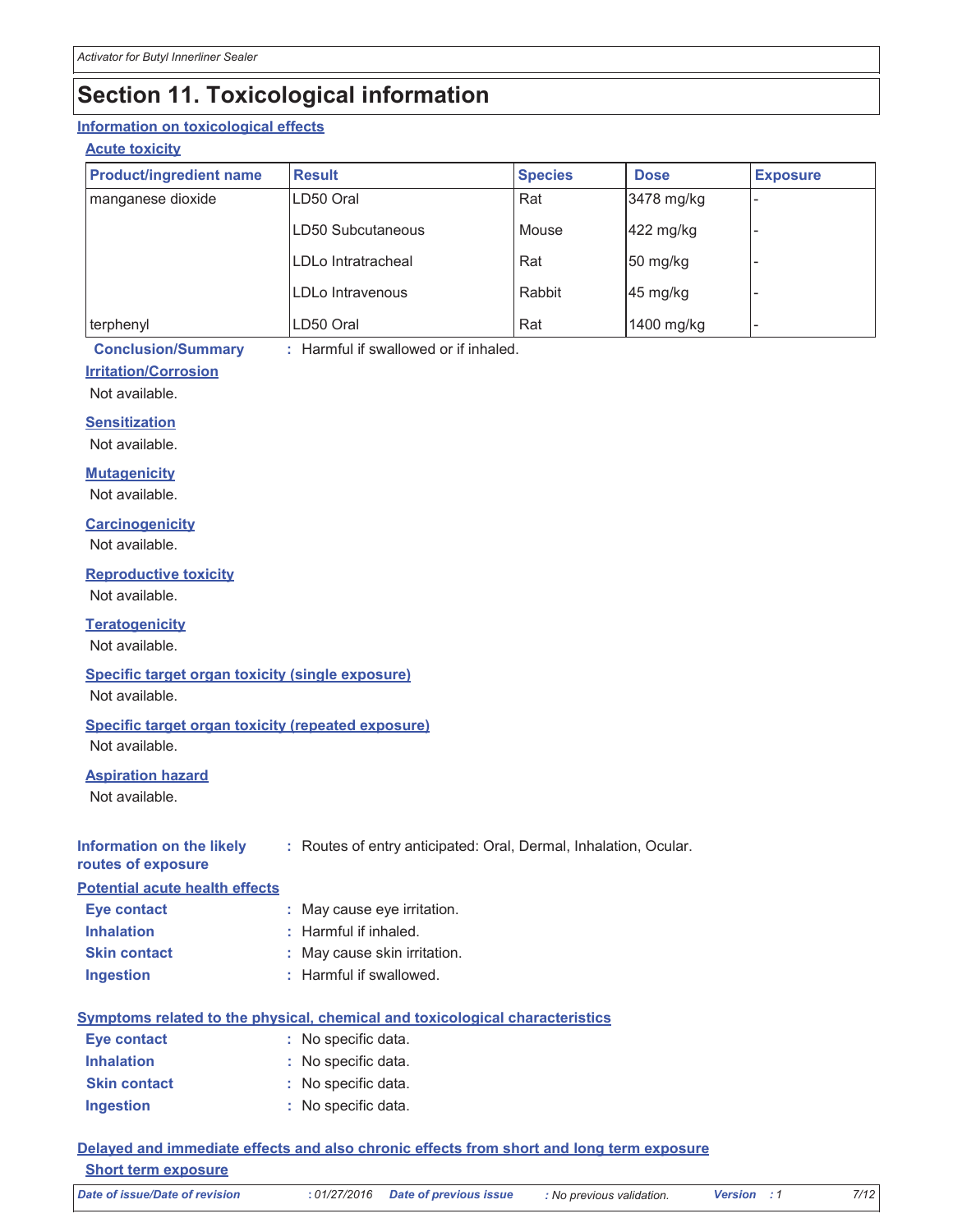## Section 11. Toxicological information

### Information on toxicological effects

#### Acute toxicity

| Product/ingredient name | Result | Species | Dose | Exposure |
|---|---|---|---|---|
| manganese dioxide | LD50 Oral | Rat | 3478 mg/kg | - |
| | LD50 Subcutaneous | Mouse | 422 mg/kg | - |
| | LDLo Intratracheal | Rat | 50 mg/kg | - |
| | LDLo Intravenous | Rabbit | 45 mg/kg | - |
| terphenyl | LD50 Oral | Rat | 1400 mg/kg | - |

**Conclusion/Summary** : Harmful if swallowed or if inhaled.

#### Irritation/Corrosion

Not available.

#### Sensitization

Not available.

#### Mutagenicity

Not available.

#### Carcinogenicity

Not available.

#### Reproductive toxicity

Not available.

#### Teratogenicity

Not available.

#### Specific target organ toxicity (single exposure)

Not available.

#### Specific target organ toxicity (repeated exposure)

Not available.

#### Aspiration hazard

Not available.

**Information on the likely routes of exposure** : Routes of entry anticipated: Oral, Dermal, Inhalation, Ocular.

### Potential acute health effects

**Eye contact** : May cause eye irritation.
**Inhalation** : Harmful if inhaled.
**Skin contact** : May cause skin irritation.
**Ingestion** : Harmful if swallowed.

### Symptoms related to the physical, chemical and toxicological characteristics

**Eye contact** : No specific data.
**Inhalation** : No specific data.
**Skin contact** : No specific data.
**Ingestion** : No specific data.

### Delayed and immediate effects and also chronic effects from short and long term exposure

#### Short term exposure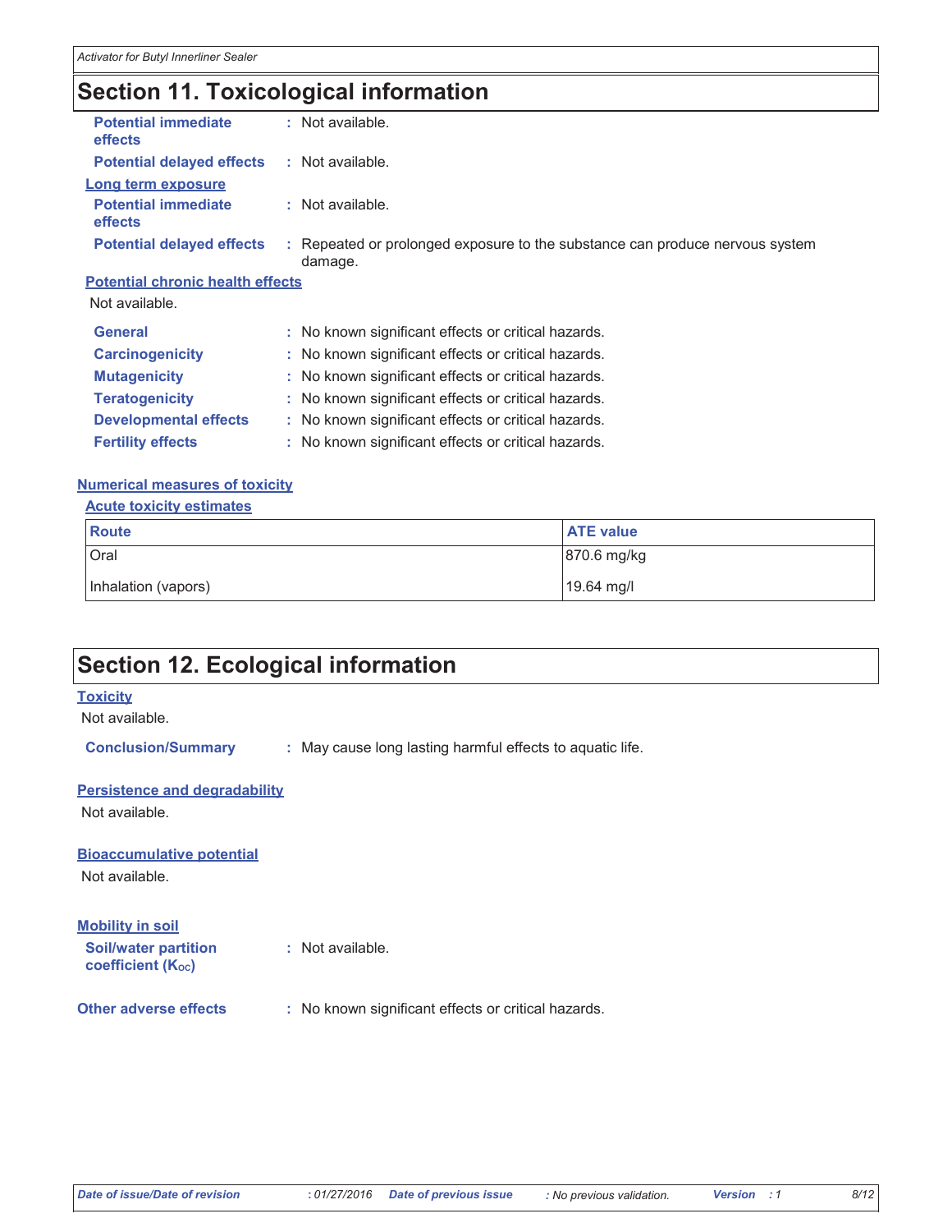## Section 11. Toxicological information

**Potential immediate effects** : Not available.

**Potential delayed effects** : Not available.

**Long term exposure**

**Potential immediate effects** : Not available.

**Potential delayed effects** : Repeated or prolonged exposure to the substance can produce nervous system damage.

**Potential chronic health effects**

Not available.

**General** : No known significant effects or critical hazards.

**Carcinogenicity** : No known significant effects or critical hazards.

**Mutagenicity** : No known significant effects or critical hazards.

**Teratogenicity** : No known significant effects or critical hazards.

**Developmental effects** : No known significant effects or critical hazards.

**Fertility effects** : No known significant effects or critical hazards.

**Numerical measures of toxicity**

**Acute toxicity estimates**

| Route | ATE value |
|---|---|
| Oral | 870.6 mg/kg |
| Inhalation (vapors) | 19.64 mg/l |

## Section 12. Ecological information

**Toxicity**

Not available.

**Conclusion/Summary** : May cause long lasting harmful effects to aquatic life.

**Persistence and degradability**

Not available.

**Bioaccumulative potential**

Not available.

**Mobility in soil**

**Soil/water partition coefficient ($K_{OC}$)** : Not available.

**Other adverse effects** : No known significant effects or critical hazards.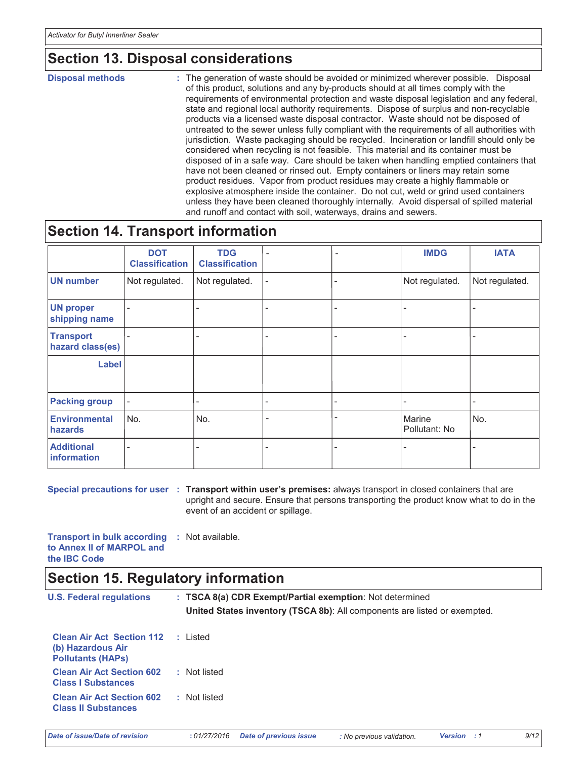## Section 13. Disposal considerations

**Disposal methods** : The generation of waste should be avoided or minimized wherever possible. Disposal of this product, solutions and any by-products should at all times comply with the requirements of environmental protection and waste disposal legislation and any federal, state and regional local authority requirements. Dispose of surplus and non-recyclable products via a licensed waste disposal contractor. Waste should not be disposed of untreated to the sewer unless fully compliant with the requirements of all authorities with jurisdiction. Waste packaging should be recycled. Incineration or landfill should only be considered when recycling is not feasible. This material and its container must be disposed of in a safe way. Care should be taken when handling emptied containers that have not been cleaned or rinsed out. Empty containers or liners may retain some product residues. Vapor from product residues may create a highly flammable or explosive atmosphere inside the container. Do not cut, weld or grind used containers unless they have been cleaned thoroughly internally. Avoid dispersal of spilled material and runoff and contact with soil, waterways, drains and sewers.

## Section 14. Transport information

| | DOT Classification | TDG Classification | - | - | IMDG | IATA |
|---|---|---|---|---|---|---|
| **UN number** | Not regulated. | Not regulated. | - | - | Not regulated. | Not regulated. |
| **UN proper shipping name** | - | - | - | - | - | - |
| **Transport hazard class(es)** | - | - | - | - | - | - |
| **Label** | | | | | | |
| **Packing group** | - | - | - | - | - | - |
| **Environmental hazards** | No. | No. | - | - | Marine Pollutant: No | No. |
| **Additional information** | - | - | - | - | - | - |

**Special precautions for user** : **Transport within user's premises:** always transport in closed containers that are upright and secure. Ensure that persons transporting the product know what to do in the event of an accident or spillage.

**Transport in bulk according to Annex II of MARPOL and the IBC Code** : Not available.

## Section 15. Regulatory information

**U.S. Federal regulations** : **TSCA 8(a) CDR Exempt/Partial exemption**: Not determined

**United States inventory (TSCA 8b)**: All components are listed or exempted.

**Clean Air Act Section 112 (b) Hazardous Air Pollutants (HAPs)** : Listed

**Clean Air Act Section 602 Class I Substances** : Not listed

**Clean Air Act Section 602 Class II Substances** : Not listed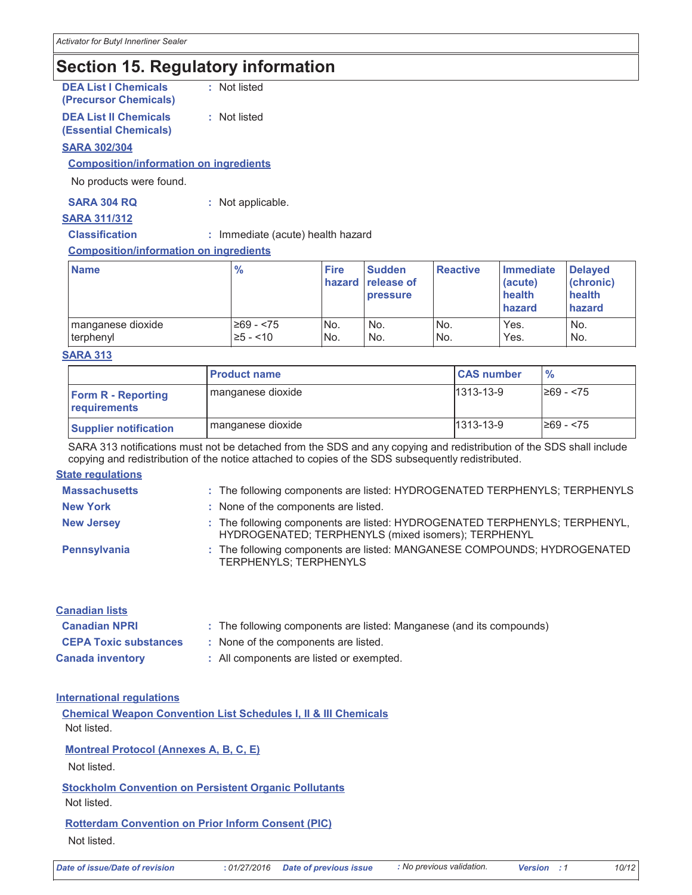## Section 15. Regulatory information

**DEA List I Chemicals (Precursor Chemicals)** : Not listed

**DEA List II Chemicals (Essential Chemicals)** : Not listed

**SARA 302/304**

**Composition/information on ingredients**

No products were found.

**SARA 304 RQ** : Not applicable.

**SARA 311/312**

**Classification** : Immediate (acute) health hazard

**Composition/information on ingredients**

| Name | % | Fire hazard | Sudden release of pressure | Reactive | Immediate (acute) health hazard | Delayed (chronic) health hazard |
|---|---|---|---|---|---|---|
| manganese dioxide | ≥69 - <75 | No. | No. | No. | Yes. | No. |
| terphenyl | ≥5 - <10 | No. | No. | No. | Yes. | No. |

**SARA 313**

| | Product name | CAS number | % |
|---|---|---|---|
| **Form R - Reporting requirements** | manganese dioxide | 1313-13-9 | ≥69 - <75 |
| **Supplier notification** | manganese dioxide | 1313-13-9 | ≥69 - <75 |

SARA 313 notifications must not be detached from the SDS and any copying and redistribution of the SDS shall include copying and redistribution of the notice attached to copies of the SDS subsequently redistributed.

**State regulations**

**Massachusetts** : The following components are listed: HYDROGENATED TERPHENYLS; TERPHENYLS

**New York** : None of the components are listed.

**New Jersey** : The following components are listed: HYDROGENATED TERPHENYLS; TERPHENYL, HYDROGENATED; TERPHENYLS (mixed isomers); TERPHENYL

**Pennsylvania** : The following components are listed: MANGANESE COMPOUNDS; HYDROGENATED TERPHENYLS; TERPHENYLS

**Canadian lists**

**Canadian NPRI** : The following components are listed: Manganese (and its compounds)

**CEPA Toxic substances** : None of the components are listed.

**Canada inventory** : All components are listed or exempted.

**International regulations**

**Chemical Weapon Convention List Schedules I, II & III Chemicals**

Not listed.

**Montreal Protocol (Annexes A, B, C, E)**

Not listed.

**Stockholm Convention on Persistent Organic Pollutants**

Not listed.

**Rotterdam Convention on Prior Inform Consent (PIC)**

Not listed.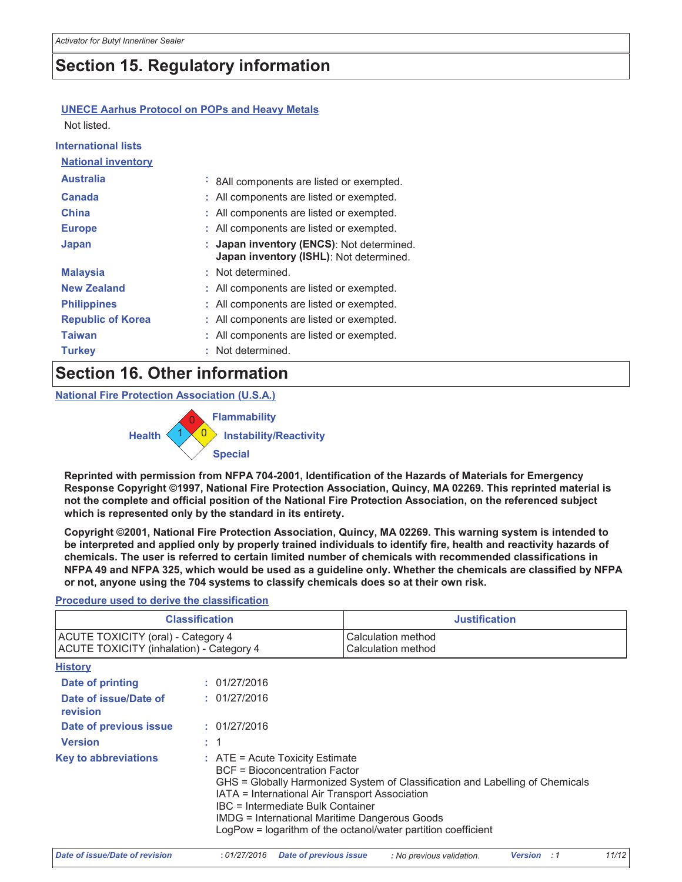## Section 15. Regulatory information

**UNECE Aarhus Protocol on POPs and Heavy Metals**

Not listed.

**International lists**

**National inventory**

| | |
|---|---|
| **Australia** | : 8All components are listed or exempted. |
| **Canada** | : All components are listed or exempted. |
| **China** | : All components are listed or exempted. |
| **Europe** | : All components are listed or exempted. |
| **Japan** | : **Japan inventory (ENCS)**: Not determined. **Japan inventory (ISHL)**: Not determined. |
| **Malaysia** | : Not determined. |
| **New Zealand** | : All components are listed or exempted. |
| **Philippines** | : All components are listed or exempted. |
| **Republic of Korea** | : All components are listed or exempted. |
| **Taiwan** | : All components are listed or exempted. |
| **Turkey** | : Not determined. |

## Section 16. Other information

**National Fire Protection Association (U.S.A.)**

Health: 1
Flammability: 0
Instability/Reactivity: 0
Special:

**Reprinted with permission from NFPA 704-2001, Identification of the Hazards of Materials for Emergency Response Copyright ©1997, National Fire Protection Association, Quincy, MA 02269. This reprinted material is not the complete and official position of the National Fire Protection Association, on the referenced subject which is represented only by the standard in its entirety.**

**Copyright ©2001, National Fire Protection Association, Quincy, MA 02269. This warning system is intended to be interpreted and applied only by properly trained individuals to identify fire, health and reactivity hazards of chemicals. The user is referred to certain limited number of chemicals with recommended classifications in NFPA 49 and NFPA 325, which would be used as a guideline only. Whether the chemicals are classified by NFPA or not, anyone using the 704 systems to classify chemicals does so at their own risk.**

**Procedure used to derive the classification**

| Classification | Justification |
|---|---|
| ACUTE TOXICITY (oral) - Category 4 | Calculation method |
| ACUTE TOXICITY (inhalation) - Category 4 | Calculation method |

**History**

| | |
|---|---|
| **Date of printing** | : 01/27/2016 |
| **Date of issue/Date of revision** | : 01/27/2016 |
| **Date of previous issue** | : 01/27/2016 |
| **Version** | : 1 |

**Key to abbreviations** : ATE = Acute Toxicity Estimate
BCF = Bioconcentration Factor
GHS = Globally Harmonized System of Classification and Labelling of Chemicals
IATA = International Air Transport Association
IBC = Intermediate Bulk Container
IMDG = International Maritime Dangerous Goods
LogPow = logarithm of the octanol/water partition coefficient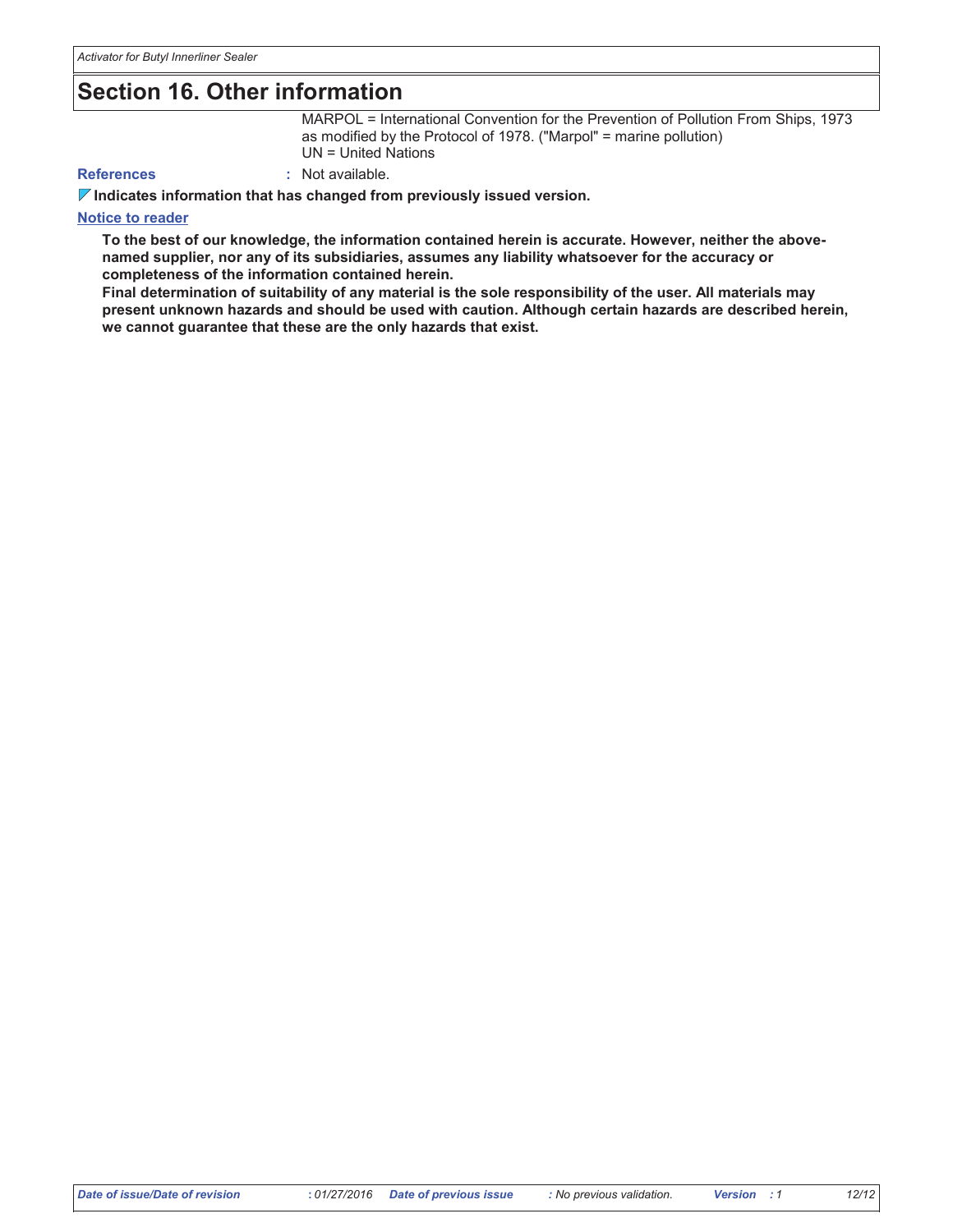## Section 16. Other information

MARPOL = International Convention for the Prevention of Pollution From Ships, 1973 as modified by the Protocol of 1978. ("Marpol" = marine pollution)
UN = United Nations

**References** : Not available.

**Indicates information that has changed from previously issued version.**

**Notice to reader**

**To the best of our knowledge, the information contained herein is accurate. However, neither the above-named supplier, nor any of its subsidiaries, assumes any liability whatsoever for the accuracy or completeness of the information contained herein.**
**Final determination of suitability of any material is the sole responsibility of the user. All materials may present unknown hazards and should be used with caution. Although certain hazards are described herein, we cannot guarantee that these are the only hazards that exist.**